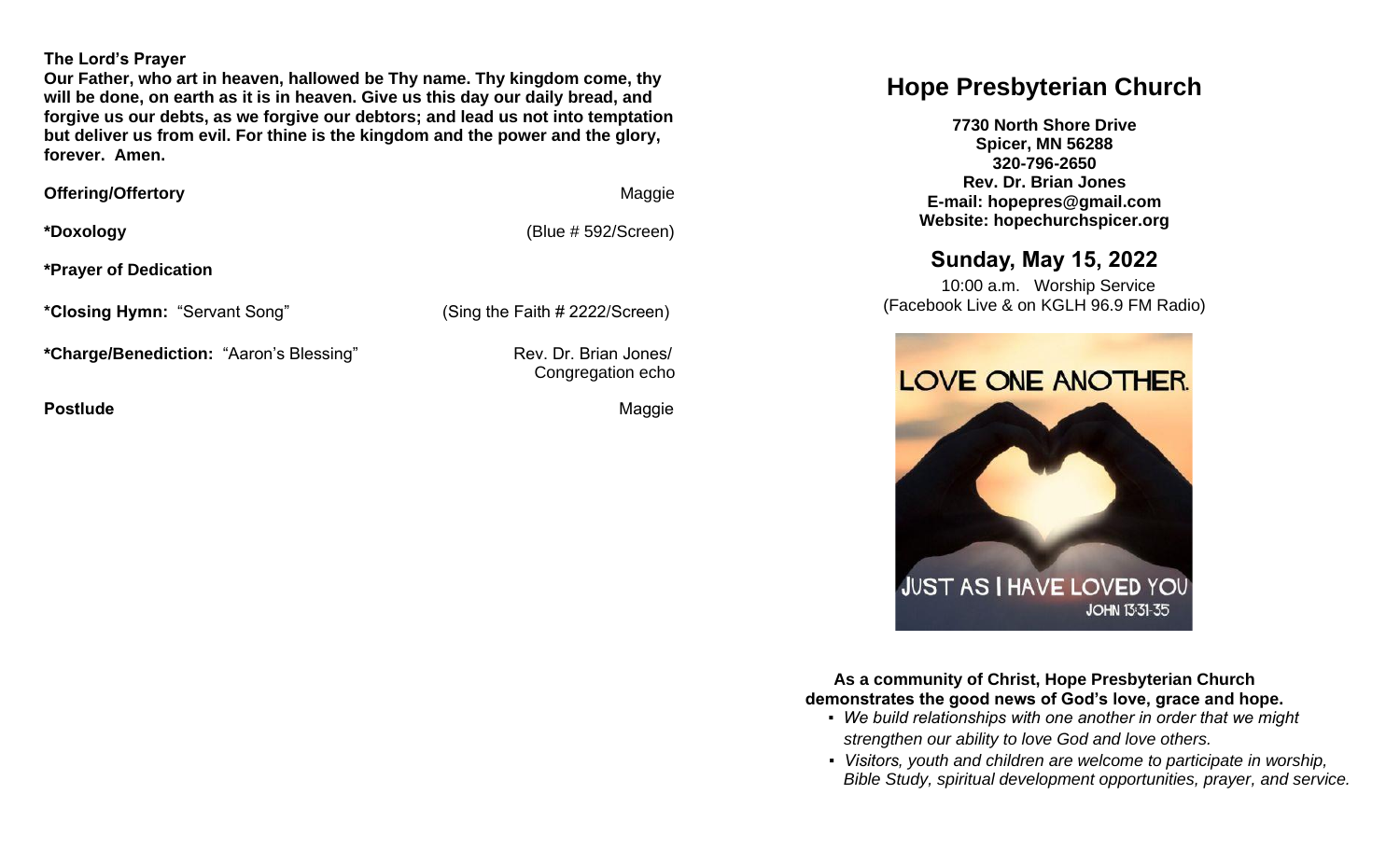**The Lord's Prayer**

**Our Father, who art in heaven, hallowed be Thy name. Thy kingdom come, thy will be done, on earth as it is in heaven. Give us this day our daily bread, and forgive us our debts, as we forgive our debtors; and lead us not into temptation but deliver us from evil. For thine is the kingdom and the power and the glory, forever. Amen.**

**Offering/Offertory** — Maggie

**\*Doxology** — (Blue # 592/Screen)

**\*Prayer of Dedication**

**\*Closing Hymn:** "Servant Song" — (Sing the Faith # 2222/Screen)

**\*Charge/Benediction:** "Aaron's Blessing" — Rev. Dr. Brian Jones/ Congregation echo

**Postlude** — Maggie

# Hope Presbyterian Church

**7730 North Shore Drive**
**Spicer, MN 56288**
**320-796-2650**
**Rev. Dr. Brian Jones**
**E-mail: hopepres@gmail.com**
**Website: hopechurchspicer.org**

## Sunday, May 15, 2022

10:00 a.m. Worship Service
(Facebook Live & on KGLH 96.9 FM Radio)

LOVE ONE ANOTHER.
JUST AS I HAVE LOVED YOU
JOHN 13:31-35

**As a community of Christ, Hope Presbyterian Church demonstrates the good news of God's love, grace and hope.**

- *We build relationships with one another in order that we might strengthen our ability to love God and love others.*
- *Visitors, youth and children are welcome to participate in worship, Bible Study, spiritual development opportunities, prayer, and service.*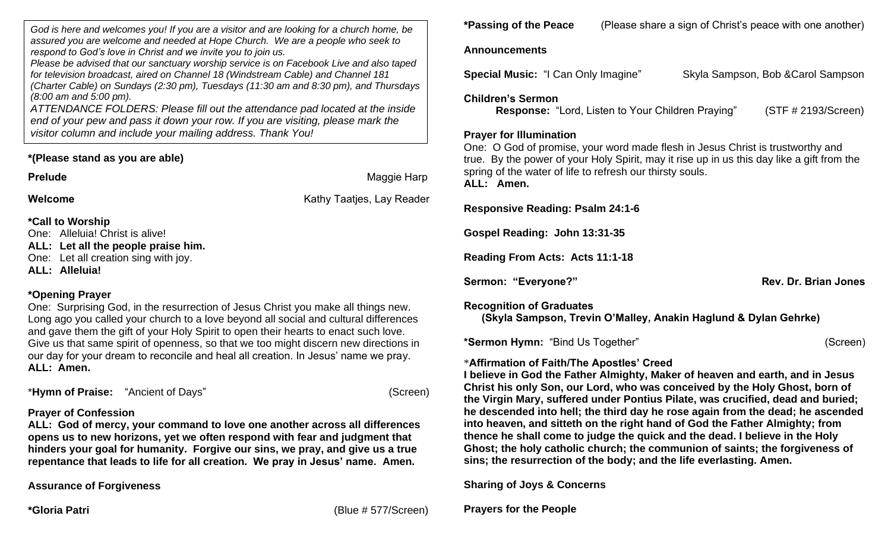*God is here and welcomes you! If you are a visitor and are looking for a church home, be assured you are welcome and needed at Hope Church. We are a people who seek to respond to God's love in Christ and we invite you to join us.*
*Please be advised that our sanctuary worship service is on Facebook Live and also taped for television broadcast, aired on Channel 18 (Windstream Cable) and Channel 181 (Charter Cable) on Sundays (2:30 pm), Tuesdays (11:30 am and 8:30 pm), and Thursdays (8:00 am and 5:00 pm).*
*ATTENDANCE FOLDERS: Please fill out the attendance pad located at the inside end of your pew and pass it down your row. If you are visiting, please mark the visitor column and include your mailing address. Thank You!*

**\*(Please stand as you are able)**

**Prelude** Maggie Harp

**Welcome** Kathy Taatjes, Lay Reader

**\*Call to Worship**
One: Alleluia! Christ is alive!
**ALL: Let all the people praise him.**
One: Let all creation sing with joy.
**ALL: Alleluia!**

**\*Opening Prayer**
One: Surprising God, in the resurrection of Jesus Christ you make all things new. Long ago you called your church to a love beyond all social and cultural differences and gave them the gift of your Holy Spirit to open their hearts to enact such love. Give us that same spirit of openness, so that we too might discern new directions in our day for your dream to reconcile and heal all creation. In Jesus' name we pray.
**ALL: Amen.**

\***Hymn of Praise:** "Ancient of Days" (Screen)

**Prayer of Confession**
**ALL: God of mercy, your command to love one another across all differences opens us to new horizons, yet we often respond with fear and judgment that hinders your goal for humanity. Forgive our sins, we pray, and give us a true repentance that leads to life for all creation. We pray in Jesus' name. Amen.**

**Assurance of Forgiveness**

**\*Gloria Patri** (Blue # 577/Screen)

**\*Passing of the Peace** (Please share a sign of Christ's peace with one another)

**Announcements**

**Special Music:** "I Can Only Imagine" Skyla Sampson, Bob &Carol Sampson

**Children's Sermon**
**Response:** "Lord, Listen to Your Children Praying" (STF # 2193/Screen)

**Prayer for Illumination**
One: O God of promise, your word made flesh in Jesus Christ is trustworthy and true. By the power of your Holy Spirit, may it rise up in us this day like a gift from the spring of the water of life to refresh our thirsty souls.
**ALL: Amen.**

**Responsive Reading: Psalm 24:1-6**

**Gospel Reading: John 13:31-35**

**Reading From Acts: Acts 11:1-18**

**Sermon: "Everyone?" Rev. Dr. Brian Jones**

**Recognition of Graduates**
**(Skyla Sampson, Trevin O'Malley, Anakin Haglund & Dylan Gehrke)**

**\*Sermon Hymn:** "Bind Us Together" (Screen)

\***Affirmation of Faith/The Apostles' Creed**
**I believe in God the Father Almighty, Maker of heaven and earth, and in Jesus Christ his only Son, our Lord, who was conceived by the Holy Ghost, born of the Virgin Mary, suffered under Pontius Pilate, was crucified, dead and buried; he descended into hell; the third day he rose again from the dead; he ascended into heaven, and sitteth on the right hand of God the Father Almighty; from thence he shall come to judge the quick and the dead. I believe in the Holy Ghost; the holy catholic church; the communion of saints; the forgiveness of sins; the resurrection of the body; and the life everlasting. Amen.**

**Sharing of Joys & Concerns**

**Prayers for the People**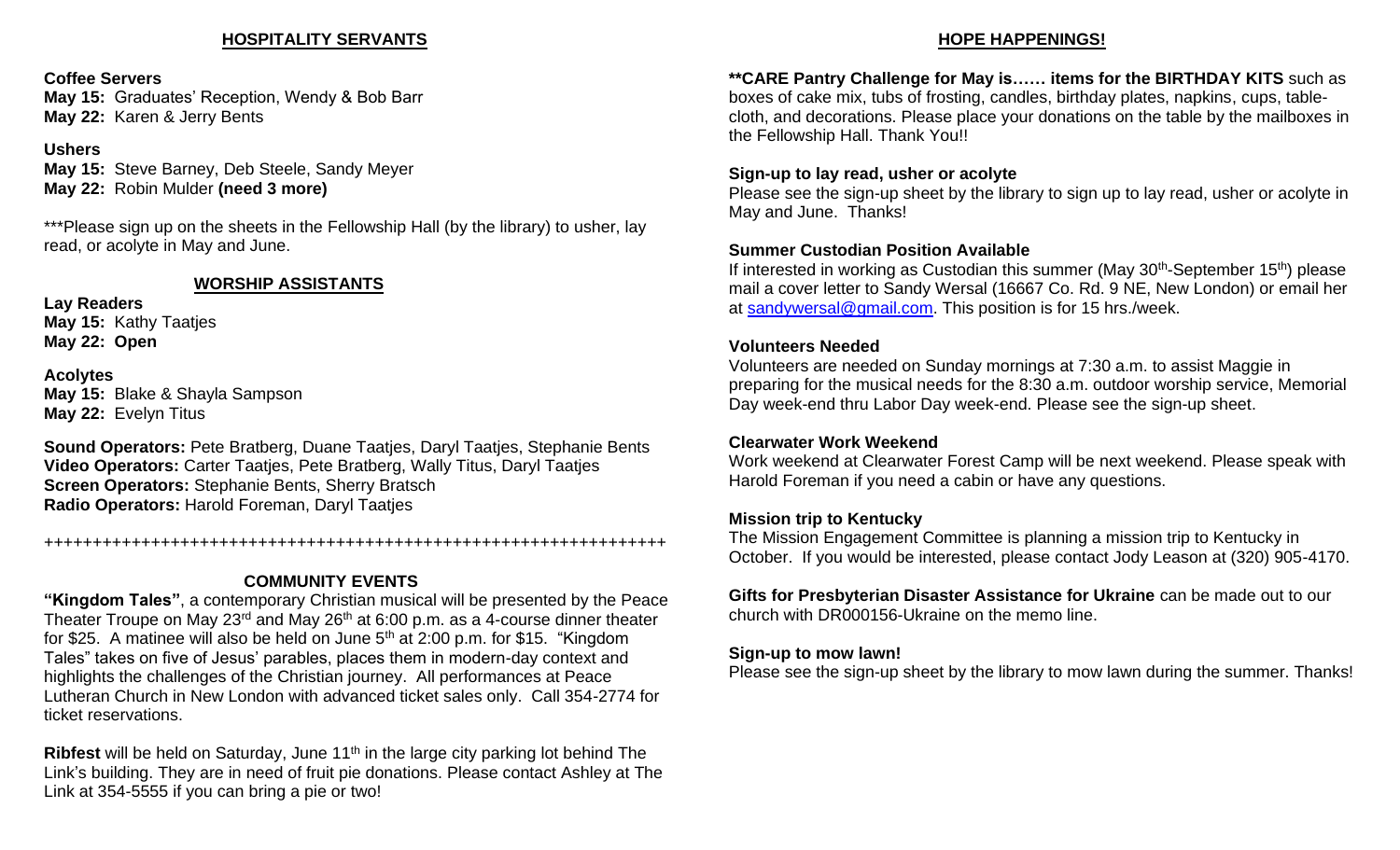## HOSPITALITY SERVANTS

**Coffee Servers**
**May 15:** Graduates' Reception, Wendy & Bob Barr
**May 22:** Karen & Jerry Bents

**Ushers**
**May 15:** Steve Barney, Deb Steele, Sandy Meyer
**May 22:** Robin Mulder **(need 3 more)**

***Please sign up on the sheets in the Fellowship Hall (by the library) to usher, lay read, or acolyte in May and June.

## WORSHIP ASSISTANTS

**Lay Readers**
**May 15:** Kathy Taatjes
**May 22: Open**

**Acolytes**
**May 15:** Blake & Shayla Sampson
**May 22:** Evelyn Titus

**Sound Operators:** Pete Bratberg, Duane Taatjes, Daryl Taatjes, Stephanie Bents
**Video Operators:** Carter Taatjes, Pete Bratberg, Wally Titus, Daryl Taatjes
**Screen Operators:** Stephanie Bents, Sherry Bratsch
**Radio Operators:** Harold Foreman, Daryl Taatjes

++++++++++++++++++++++++++++++++++++++++++++++++++++++++++++++++

## COMMUNITY EVENTS

**"Kingdom Tales"**, a contemporary Christian musical will be presented by the Peace Theater Troupe on May 23rd and May 26th at 6:00 p.m. as a 4-course dinner theater for $25. A matinee will also be held on June 5th at 2:00 p.m. for $15. "Kingdom Tales" takes on five of Jesus' parables, places them in modern-day context and highlights the challenges of the Christian journey. All performances at Peace Lutheran Church in New London with advanced ticket sales only. Call 354-2774 for ticket reservations.

**Ribfest** will be held on Saturday, June 11th in the large city parking lot behind The Link's building. They are in need of fruit pie donations. Please contact Ashley at The Link at 354-5555 if you can bring a pie or two!

## HOPE HAPPENINGS!

****CARE Pantry Challenge for May is…… items for the BIRTHDAY KITS** such as boxes of cake mix, tubs of frosting, candles, birthday plates, napkins, cups, table-cloth, and decorations. Please place your donations on the table by the mailboxes in the Fellowship Hall. Thank You!!

**Sign-up to lay read, usher or acolyte**
Please see the sign-up sheet by the library to sign up to lay read, usher or acolyte in May and June. Thanks!

**Summer Custodian Position Available**
If interested in working as Custodian this summer (May 30th-September 15th) please mail a cover letter to Sandy Wersal (16667 Co. Rd. 9 NE, New London) or email her at sandywersal@gmail.com. This position is for 15 hrs./week.

**Volunteers Needed**
Volunteers are needed on Sunday mornings at 7:30 a.m. to assist Maggie in preparing for the musical needs for the 8:30 a.m. outdoor worship service, Memorial Day week-end thru Labor Day week-end. Please see the sign-up sheet.

**Clearwater Work Weekend**
Work weekend at Clearwater Forest Camp will be next weekend. Please speak with Harold Foreman if you need a cabin or have any questions.

**Mission trip to Kentucky**
The Mission Engagement Committee is planning a mission trip to Kentucky in October. If you would be interested, please contact Jody Leason at (320) 905-4170.

**Gifts for Presbyterian Disaster Assistance for Ukraine** can be made out to our church with DR000156-Ukraine on the memo line.

**Sign-up to mow lawn!**
Please see the sign-up sheet by the library to mow lawn during the summer. Thanks!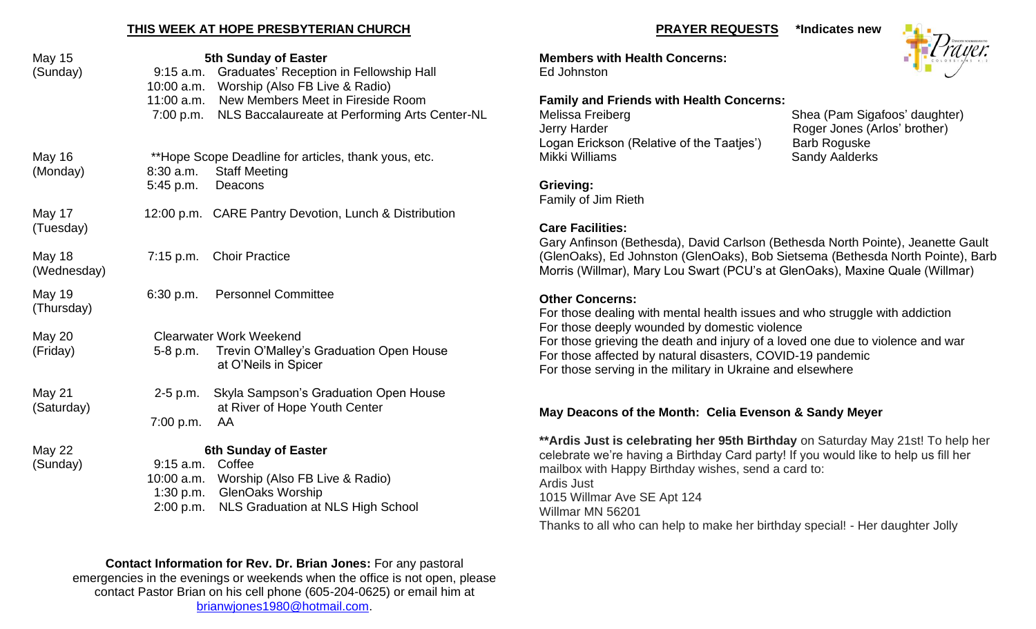## THIS WEEK AT HOPE PRESBYTERIAN CHURCH

**May 15 (Sunday)** — **5th Sunday of Easter**
- 9:15 a.m. Graduates' Reception in Fellowship Hall
- 10:00 a.m. Worship (Also FB Live & Radio)
- 11:00 a.m. New Members Meet in Fireside Room
- 7:00 p.m. NLS Baccalaureate at Performing Arts Center-NL

**May 16 (Monday)**
- **Hope Scope Deadline for articles, thank yous, etc.
- 8:30 a.m. Staff Meeting
- 5:45 p.m. Deacons

**May 17 (Tuesday)**
- 12:00 p.m. CARE Pantry Devotion, Lunch & Distribution

**May 18 (Wednesday)**
- 7:15 p.m. Choir Practice

**May 19 (Thursday)**
- 6:30 p.m. Personnel Committee

**May 20 (Friday)**
- Clearwater Work Weekend
- 5-8 p.m. Trevin O'Malley's Graduation Open House at O'Neils in Spicer

**May 21 (Saturday)**
- 2-5 p.m. Skyla Sampson's Graduation Open House at River of Hope Youth Center
- 7:00 p.m. AA

**May 22 (Sunday)** — **6th Sunday of Easter**
- 9:15 a.m. Coffee
- 10:00 a.m. Worship (Also FB Live & Radio)
- 1:30 p.m. GlenOaks Worship
- 2:00 p.m. NLS Graduation at NLS High School

**Contact Information for Rev. Dr. Brian Jones:** For any pastoral emergencies in the evenings or weekends when the office is not open, please contact Pastor Brian on his cell phone (605-204-0625) or email him at brianwjones1980@hotmail.com.

## PRAYER REQUESTS *Indicates new

**Members with Health Concerns:**
Ed Johnston

**Family and Friends with Health Concerns:**
- Melissa Freiberg
- Jerry Harder
- Logan Erickson (Relative of the Taatjes')
- Mikki Williams
- Shea (Pam Sigafoos' daughter)
- Roger Jones (Arlos' brother)
- Barb Roguske
- Sandy Aalderks

**Grieving:**
Family of Jim Rieth

**Care Facilities:**
Gary Anfinson (Bethesda), David Carlson (Bethesda North Pointe), Jeanette Gault (GlenOaks), Ed Johnston (GlenOaks), Bob Sietsema (Bethesda North Pointe), Barb Morris (Willmar), Mary Lou Swart (PCU's at GlenOaks), Maxine Quale (Willmar)

**Other Concerns:**
For those dealing with mental health issues and who struggle with addiction
For those deeply wounded by domestic violence
For those grieving the death and injury of a loved one due to violence and war
For those affected by natural disasters, COVID-19 pandemic
For those serving in the military in Ukraine and elsewhere

**May Deacons of the Month: Celia Evenson & Sandy Meyer**

****Ardis Just is celebrating her 95th Birthday** on Saturday May 21st! To help her celebrate we're having a Birthday Card party! If you would like to help us fill her mailbox with Happy Birthday wishes, send a card to:

Ardis Just
1015 Willmar Ave SE Apt 124
Willmar MN 56201

Thanks to all who can help to make her birthday special! - Her daughter Jolly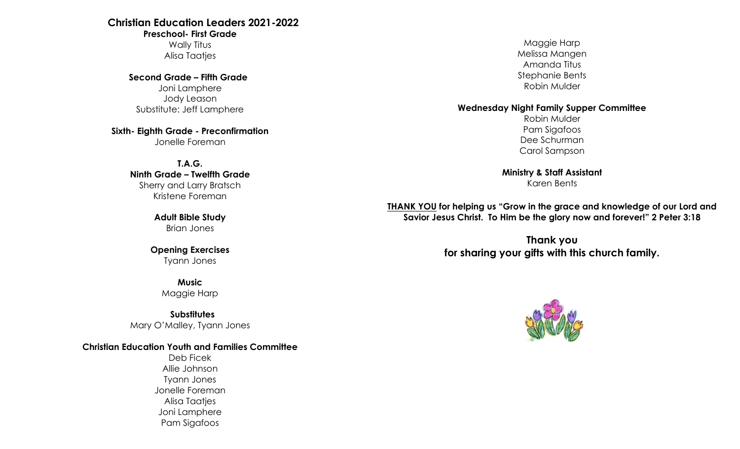## Christian Education Leaders 2021-2022

**Preschool- First Grade**
Wally Titus
Alisa Taatjes

**Second Grade – Fifth Grade**
Joni Lamphere
Jody Leason
Substitute: Jeff Lamphere

**Sixth- Eighth Grade - Preconfirmation**
Jonelle Foreman

**T.A.G.**
**Ninth Grade – Twelfth Grade**
Sherry and Larry Bratsch
Kristene Foreman

**Adult Bible Study**
Brian Jones

**Opening Exercises**
Tyann Jones

**Music**
Maggie Harp

**Substitutes**
Mary O'Malley, Tyann Jones

**Christian Education Youth and Families Committee**
Deb Ficek
Allie Johnson
Tyann Jones
Jonelle Foreman
Alisa Taatjes
Joni Lamphere
Pam Sigafoos
Maggie Harp
Melissa Mangen
Amanda Titus
Stephanie Bents
Robin Mulder

**Wednesday Night Family Supper Committee**
Robin Mulder
Pam Sigafoos
Dee Schurman
Carol Sampson

**Ministry & Staff Assistant**
Karen Bents

**THANK YOU for helping us "Grow in the grace and knowledge of our Lord and Savior Jesus Christ. To Him be the glory now and forever!" 2 Peter 3:18**

**Thank you for sharing your gifts with this church family.**